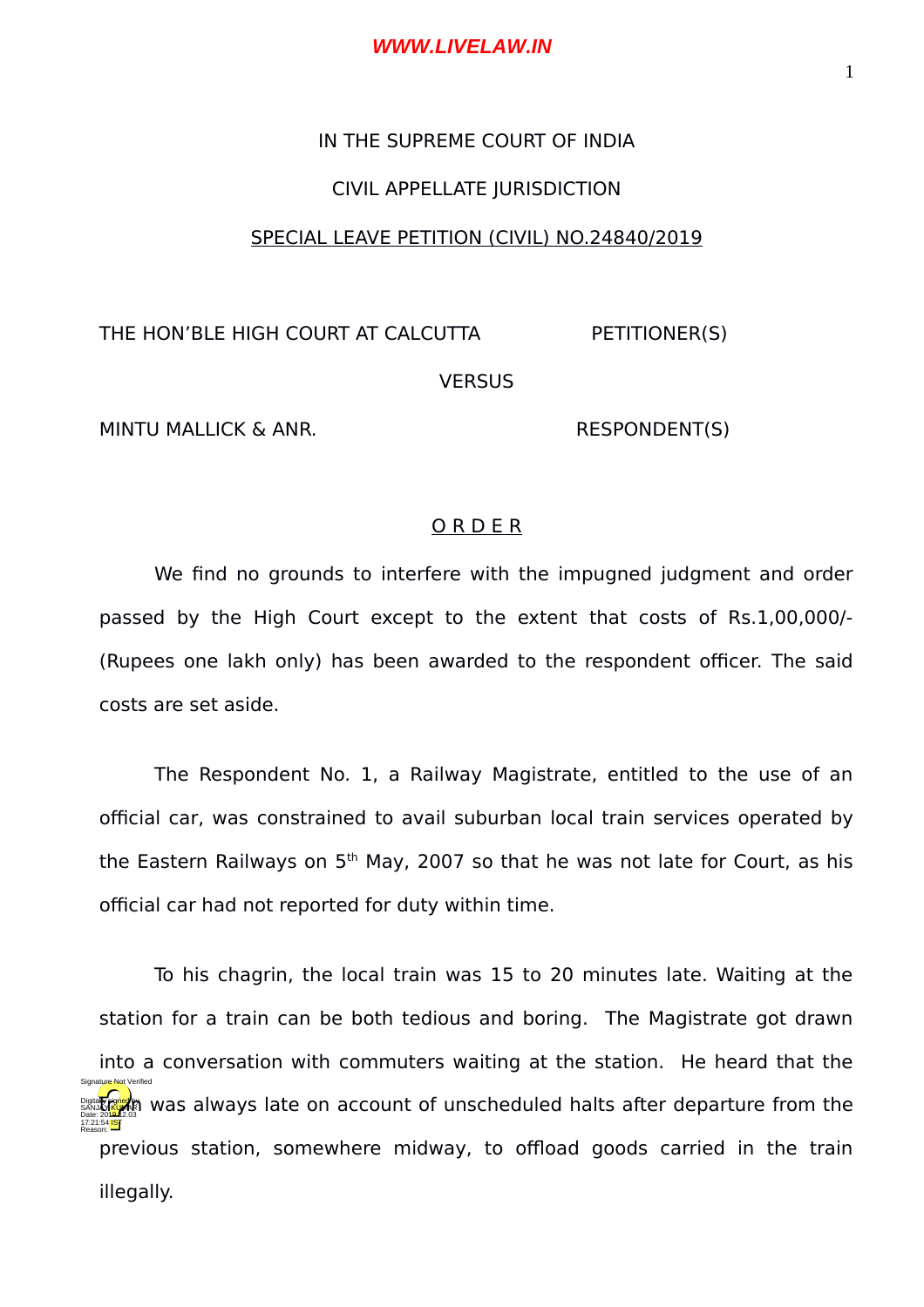IN THE SUPREME COURT OF INDIA

CIVIL APPELLATE JURISDICTION

SPECIAL LEAVE PETITION (CIVIL) NO.24840/2019

THE HON'BLE HIGH COURT AT CALCUTTA PETITIONER(S)

VERSUS

MINTU MALLICK & ANR. RESPONDENT(S)

O R D E R

We find no grounds to interfere with the impugned judgment and order passed by the High Court except to the extent that costs of Rs.1,00,000/- (Rupees one lakh only) has been awarded to the respondent officer. The said costs are set aside.

The Respondent No. 1, a Railway Magistrate, entitled to the use of an official car, was constrained to avail suburban local train services operated by the Eastern Railways on 5th May, 2007 so that he was not late for Court, as his official car had not reported for duty within time.

To his chagrin, the local train was 15 to 20 minutes late. Waiting at the station for a train can be both tedious and boring. The Magistrate got drawn into a conversation with commuters waiting at the station. He heard that the train was always late on account of unscheduled halts after departure from the previous station, somewhere midway, to offload goods carried in the train illegally.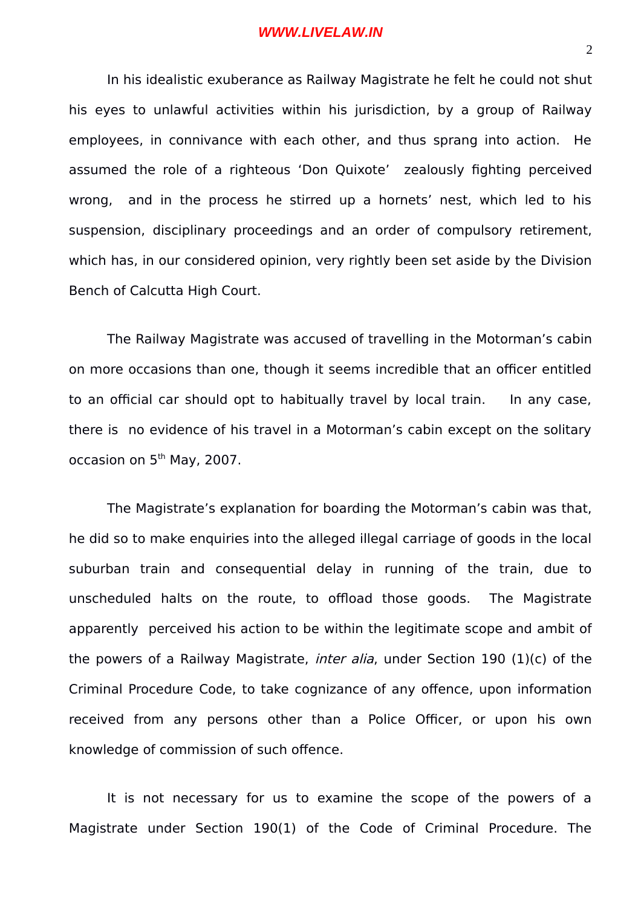In his idealistic exuberance as Railway Magistrate he felt he could not shut his eyes to unlawful activities within his jurisdiction, by a group of Railway employees, in connivance with each other, and thus sprang into action. He assumed the role of a righteous 'Don Quixote' zealously fighting perceived wrong, and in the process he stirred up a hornets' nest, which led to his suspension, disciplinary proceedings and an order of compulsory retirement, which has, in our considered opinion, very rightly been set aside by the Division Bench of Calcutta High Court.

The Railway Magistrate was accused of travelling in the Motorman's cabin on more occasions than one, though it seems incredible that an officer entitled to an official car should opt to habitually travel by local train. In any case, there is no evidence of his travel in a Motorman's cabin except on the solitary occasion on 5th May, 2007.

The Magistrate's explanation for boarding the Motorman's cabin was that, he did so to make enquiries into the alleged illegal carriage of goods in the local suburban train and consequential delay in running of the train, due to unscheduled halts on the route, to offload those goods. The Magistrate apparently perceived his action to be within the legitimate scope and ambit of the powers of a Railway Magistrate, *inter alia*, under Section 190 (1)(c) of the Criminal Procedure Code, to take cognizance of any offence, upon information received from any persons other than a Police Officer, or upon his own knowledge of commission of such offence.

It is not necessary for us to examine the scope of the powers of a Magistrate under Section 190(1) of the Code of Criminal Procedure. The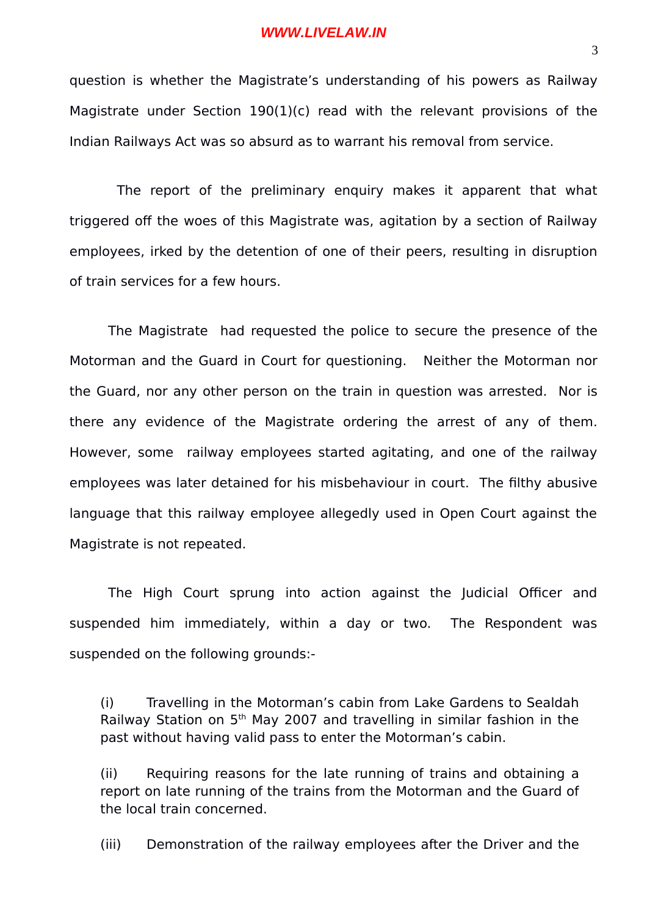question is whether the Magistrate's understanding of his powers as Railway Magistrate under Section 190(1)(c) read with the relevant provisions of the Indian Railways Act was so absurd as to warrant his removal from service.

The report of the preliminary enquiry makes it apparent that what triggered off the woes of this Magistrate was, agitation by a section of Railway employees, irked by the detention of one of their peers, resulting in disruption of train services for a few hours.

The Magistrate had requested the police to secure the presence of the Motorman and the Guard in Court for questioning. Neither the Motorman nor the Guard, nor any other person on the train in question was arrested. Nor is there any evidence of the Magistrate ordering the arrest of any of them. However, some railway employees started agitating, and one of the railway employees was later detained for his misbehaviour in court. The filthy abusive language that this railway employee allegedly used in Open Court against the Magistrate is not repeated.

The High Court sprung into action against the Judicial Officer and suspended him immediately, within a day or two. The Respondent was suspended on the following grounds:-

> (i) Travelling in the Motorman's cabin from Lake Gardens to Sealdah Railway Station on 5th May 2007 and travelling in similar fashion in the past without having valid pass to enter the Motorman's cabin.
>
> (ii) Requiring reasons for the late running of trains and obtaining a report on late running of the trains from the Motorman and the Guard of the local train concerned.
>
> (iii) Demonstration of the railway employees after the Driver and the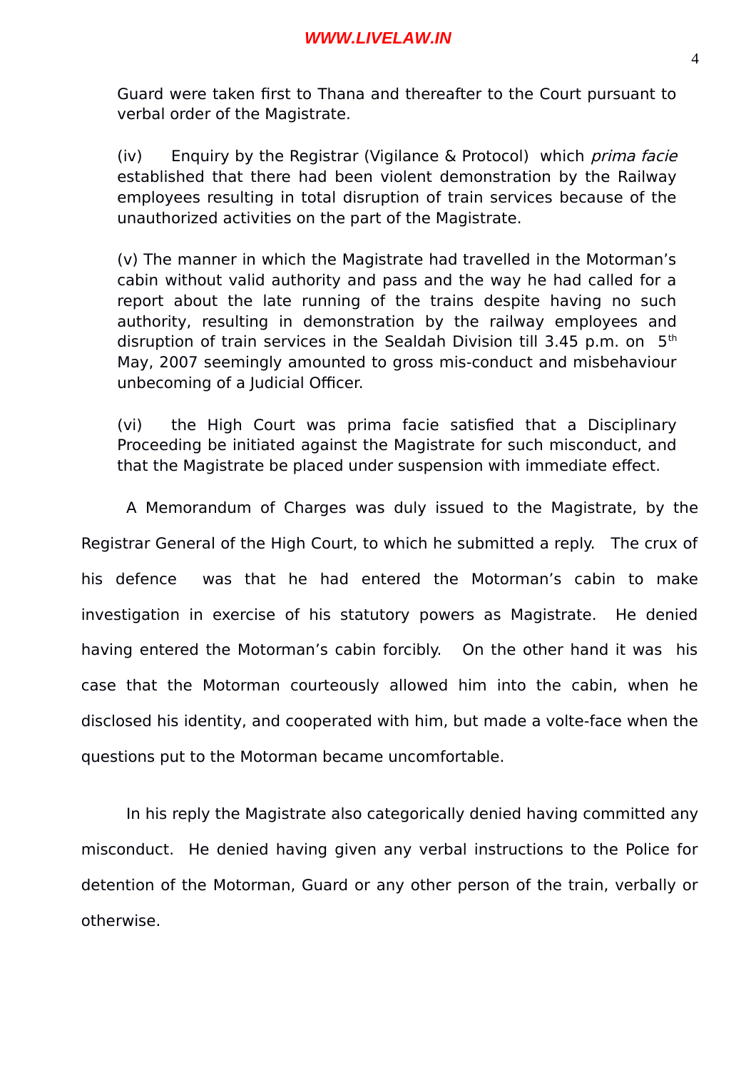Guard were taken first to Thana and thereafter to the Court pursuant to verbal order of the Magistrate.

(iv) Enquiry by the Registrar (Vigilance & Protocol) which *prima facie* established that there had been violent demonstration by the Railway employees resulting in total disruption of train services because of the unauthorized activities on the part of the Magistrate.

(v) The manner in which the Magistrate had travelled in the Motorman's cabin without valid authority and pass and the way he had called for a report about the late running of the trains despite having no such authority, resulting in demonstration by the railway employees and disruption of train services in the Sealdah Division till 3.45 p.m. on 5th May, 2007 seemingly amounted to gross mis-conduct and misbehaviour unbecoming of a Judicial Officer.

(vi) the High Court was prima facie satisfied that a Disciplinary Proceeding be initiated against the Magistrate for such misconduct, and that the Magistrate be placed under suspension with immediate effect.

A Memorandum of Charges was duly issued to the Magistrate, by the Registrar General of the High Court, to which he submitted a reply. The crux of his defence was that he had entered the Motorman's cabin to make investigation in exercise of his statutory powers as Magistrate. He denied having entered the Motorman's cabin forcibly. On the other hand it was his case that the Motorman courteously allowed him into the cabin, when he disclosed his identity, and cooperated with him, but made a volte-face when the questions put to the Motorman became uncomfortable.

In his reply the Magistrate also categorically denied having committed any misconduct. He denied having given any verbal instructions to the Police for detention of the Motorman, Guard or any other person of the train, verbally or otherwise.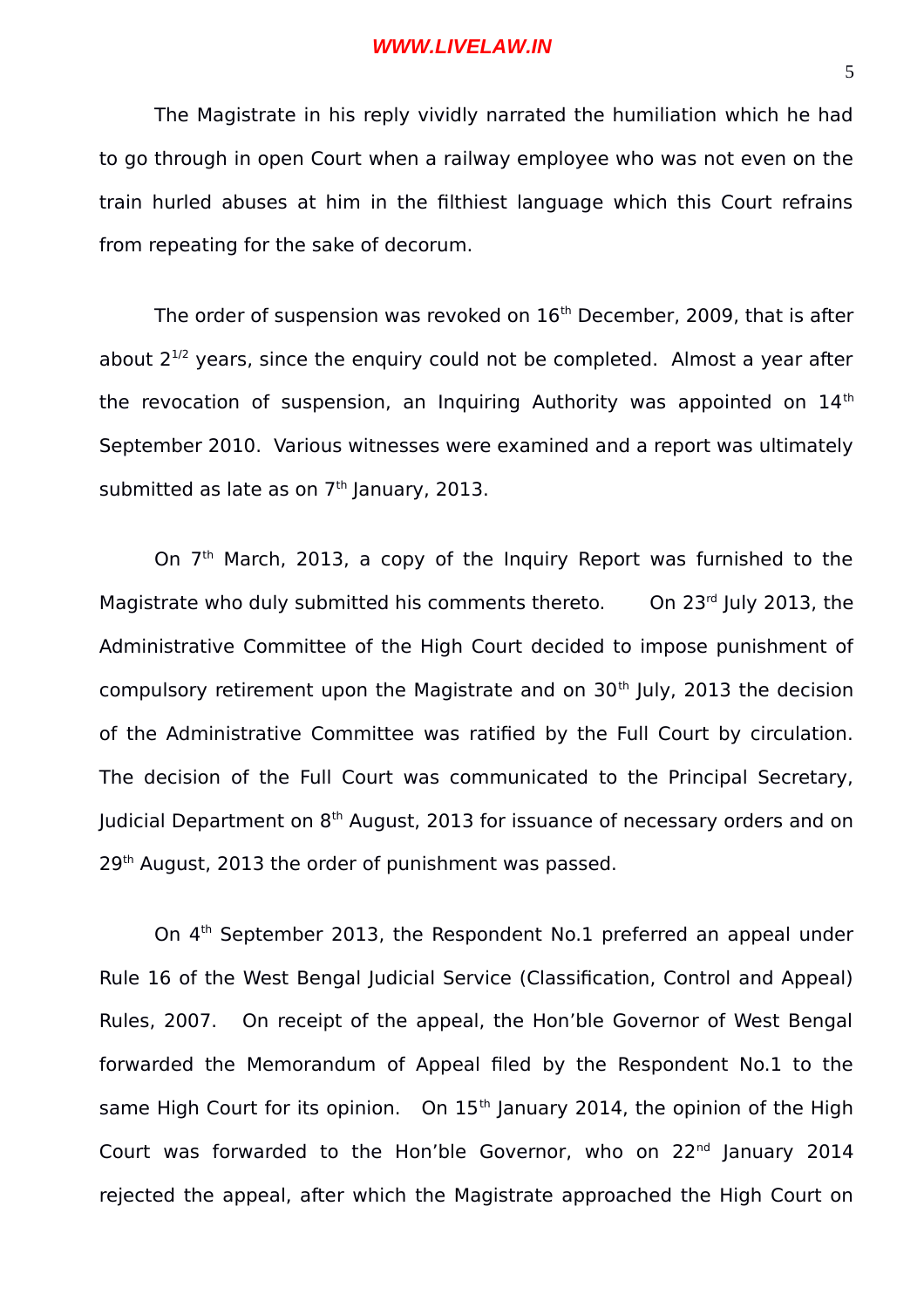The Magistrate in his reply vividly narrated the humiliation which he had to go through in open Court when a railway employee who was not even on the train hurled abuses at him in the filthiest language which this Court refrains from repeating for the sake of decorum.

The order of suspension was revoked on 16th December, 2009, that is after about $2^{1/2}$ years, since the enquiry could not be completed. Almost a year after the revocation of suspension, an Inquiring Authority was appointed on 14th September 2010. Various witnesses were examined and a report was ultimately submitted as late as on 7th January, 2013.

On 7th March, 2013, a copy of the Inquiry Report was furnished to the Magistrate who duly submitted his comments thereto. On 23rd July 2013, the Administrative Committee of the High Court decided to impose punishment of compulsory retirement upon the Magistrate and on 30th July, 2013 the decision of the Administrative Committee was ratified by the Full Court by circulation. The decision of the Full Court was communicated to the Principal Secretary, Judicial Department on 8th August, 2013 for issuance of necessary orders and on 29th August, 2013 the order of punishment was passed.

On 4th September 2013, the Respondent No.1 preferred an appeal under Rule 16 of the West Bengal Judicial Service (Classification, Control and Appeal) Rules, 2007. On receipt of the appeal, the Hon'ble Governor of West Bengal forwarded the Memorandum of Appeal filed by the Respondent No.1 to the same High Court for its opinion. On 15th January 2014, the opinion of the High Court was forwarded to the Hon'ble Governor, who on 22nd January 2014 rejected the appeal, after which the Magistrate approached the High Court on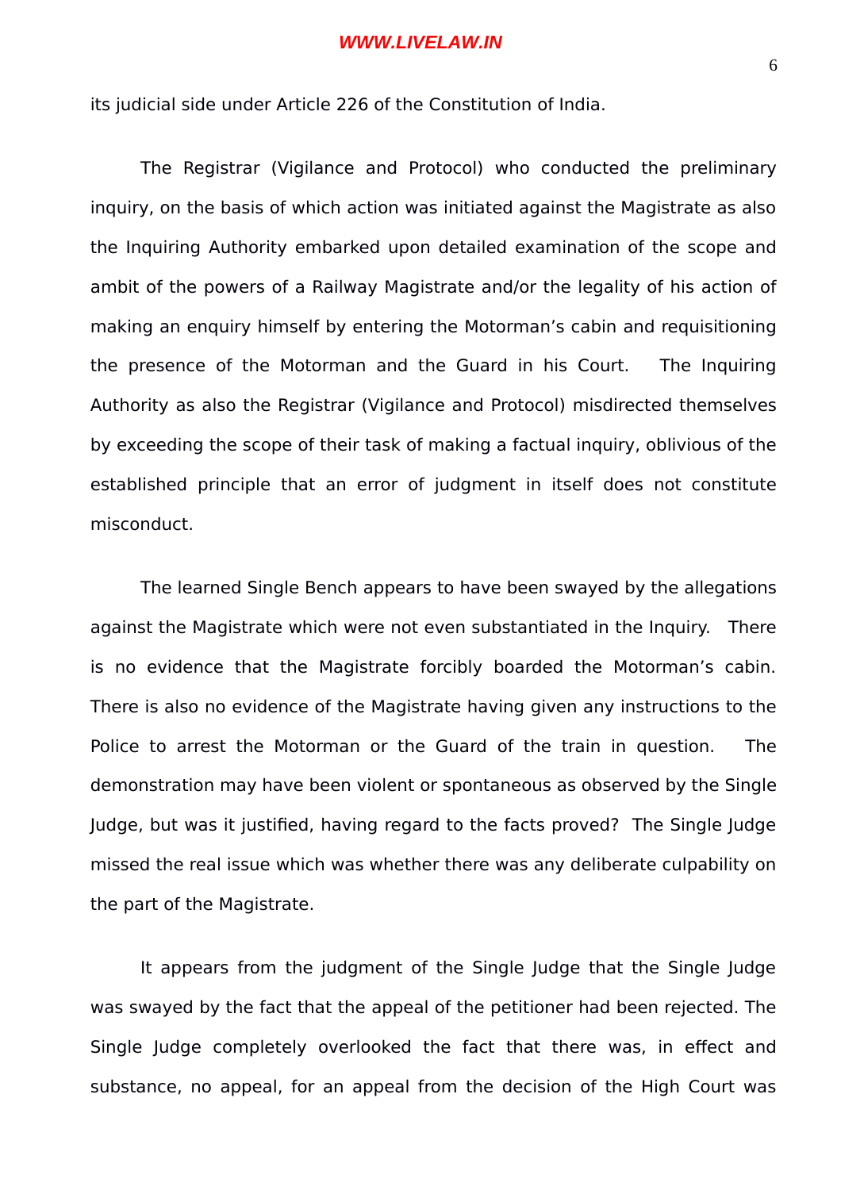its judicial side under Article 226 of the Constitution of India.

The Registrar (Vigilance and Protocol) who conducted the preliminary inquiry, on the basis of which action was initiated against the Magistrate as also the Inquiring Authority embarked upon detailed examination of the scope and ambit of the powers of a Railway Magistrate and/or the legality of his action of making an enquiry himself by entering the Motorman's cabin and requisitioning the presence of the Motorman and the Guard in his Court. The Inquiring Authority as also the Registrar (Vigilance and Protocol) misdirected themselves by exceeding the scope of their task of making a factual inquiry, oblivious of the established principle that an error of judgment in itself does not constitute misconduct.

The learned Single Bench appears to have been swayed by the allegations against the Magistrate which were not even substantiated in the Inquiry. There is no evidence that the Magistrate forcibly boarded the Motorman's cabin. There is also no evidence of the Magistrate having given any instructions to the Police to arrest the Motorman or the Guard of the train in question. The demonstration may have been violent or spontaneous as observed by the Single Judge, but was it justified, having regard to the facts proved? The Single Judge missed the real issue which was whether there was any deliberate culpability on the part of the Magistrate.

It appears from the judgment of the Single Judge that the Single Judge was swayed by the fact that the appeal of the petitioner had been rejected. The Single Judge completely overlooked the fact that there was, in effect and substance, no appeal, for an appeal from the decision of the High Court was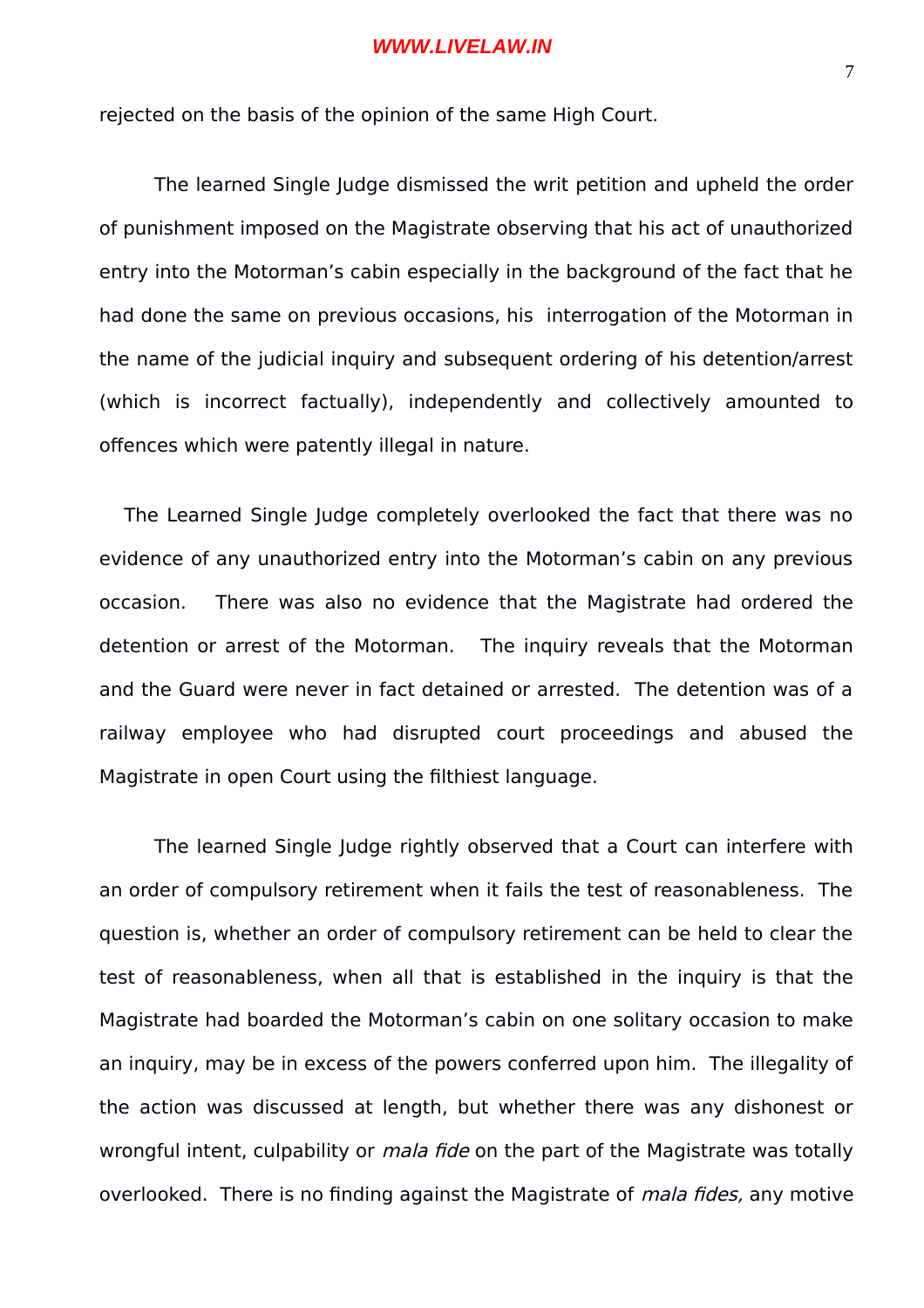rejected on the basis of the opinion of the same High Court.

The learned Single Judge dismissed the writ petition and upheld the order of punishment imposed on the Magistrate observing that his act of unauthorized entry into the Motorman's cabin especially in the background of the fact that he had done the same on previous occasions, his interrogation of the Motorman in the name of the judicial inquiry and subsequent ordering of his detention/arrest (which is incorrect factually), independently and collectively amounted to offences which were patently illegal in nature.

The Learned Single Judge completely overlooked the fact that there was no evidence of any unauthorized entry into the Motorman's cabin on any previous occasion. There was also no evidence that the Magistrate had ordered the detention or arrest of the Motorman. The inquiry reveals that the Motorman and the Guard were never in fact detained or arrested. The detention was of a railway employee who had disrupted court proceedings and abused the Magistrate in open Court using the filthiest language.

The learned Single Judge rightly observed that a Court can interfere with an order of compulsory retirement when it fails the test of reasonableness. The question is, whether an order of compulsory retirement can be held to clear the test of reasonableness, when all that is established in the inquiry is that the Magistrate had boarded the Motorman's cabin on one solitary occasion to make an inquiry, may be in excess of the powers conferred upon him. The illegality of the action was discussed at length, but whether there was any dishonest or wrongful intent, culpability or *mala fide* on the part of the Magistrate was totally overlooked. There is no finding against the Magistrate of *mala fides,* any motive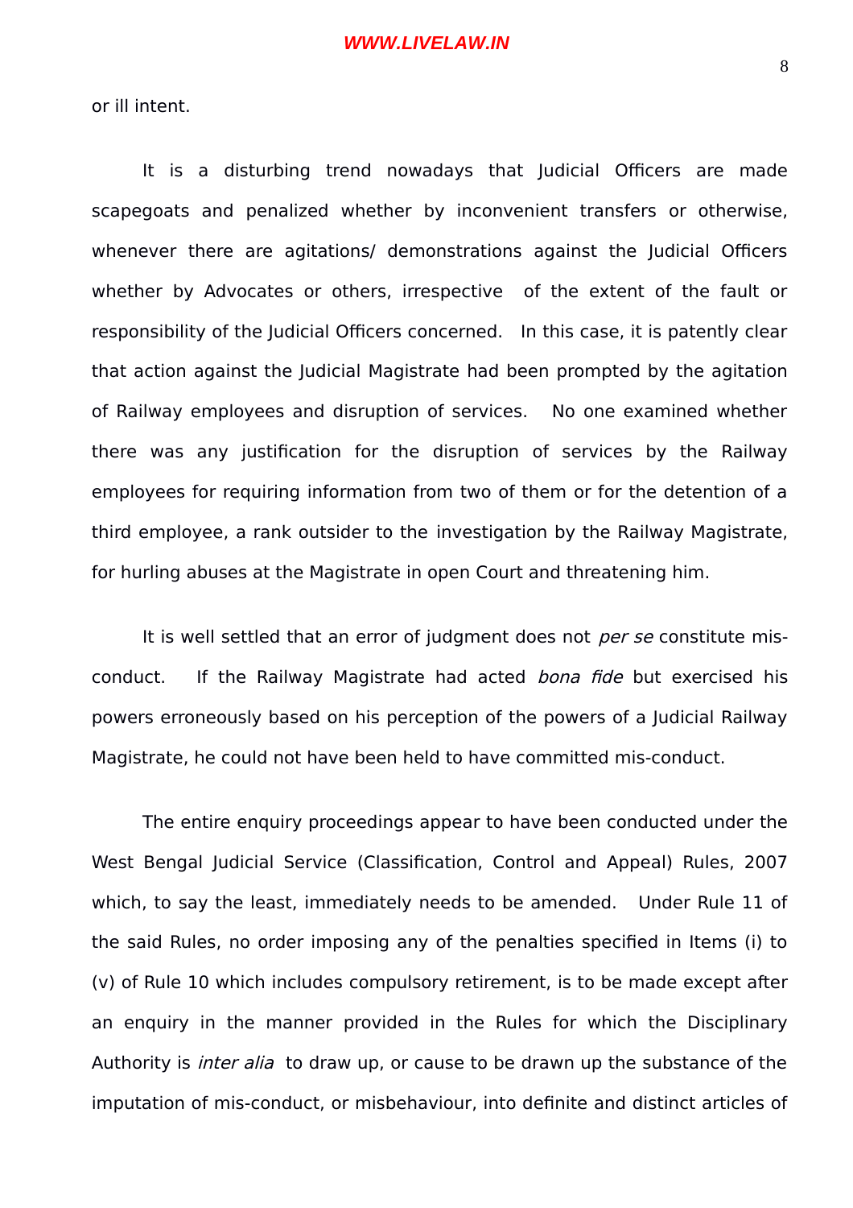or ill intent.

It is a disturbing trend nowadays that Judicial Officers are made scapegoats and penalized whether by inconvenient transfers or otherwise, whenever there are agitations/ demonstrations against the Judicial Officers whether by Advocates or others, irrespective of the extent of the fault or responsibility of the Judicial Officers concerned. In this case, it is patently clear that action against the Judicial Magistrate had been prompted by the agitation of Railway employees and disruption of services. No one examined whether there was any justification for the disruption of services by the Railway employees for requiring information from two of them or for the detention of a third employee, a rank outsider to the investigation by the Railway Magistrate, for hurling abuses at the Magistrate in open Court and threatening him.

It is well settled that an error of judgment does not *per se* constitute mis-conduct. If the Railway Magistrate had acted *bona fide* but exercised his powers erroneously based on his perception of the powers of a Judicial Railway Magistrate, he could not have been held to have committed mis-conduct.

The entire enquiry proceedings appear to have been conducted under the West Bengal Judicial Service (Classification, Control and Appeal) Rules, 2007 which, to say the least, immediately needs to be amended. Under Rule 11 of the said Rules, no order imposing any of the penalties specified in Items (i) to (v) of Rule 10 which includes compulsory retirement, is to be made except after an enquiry in the manner provided in the Rules for which the Disciplinary Authority is *inter alia* to draw up, or cause to be drawn up the substance of the imputation of mis-conduct, or misbehaviour, into definite and distinct articles of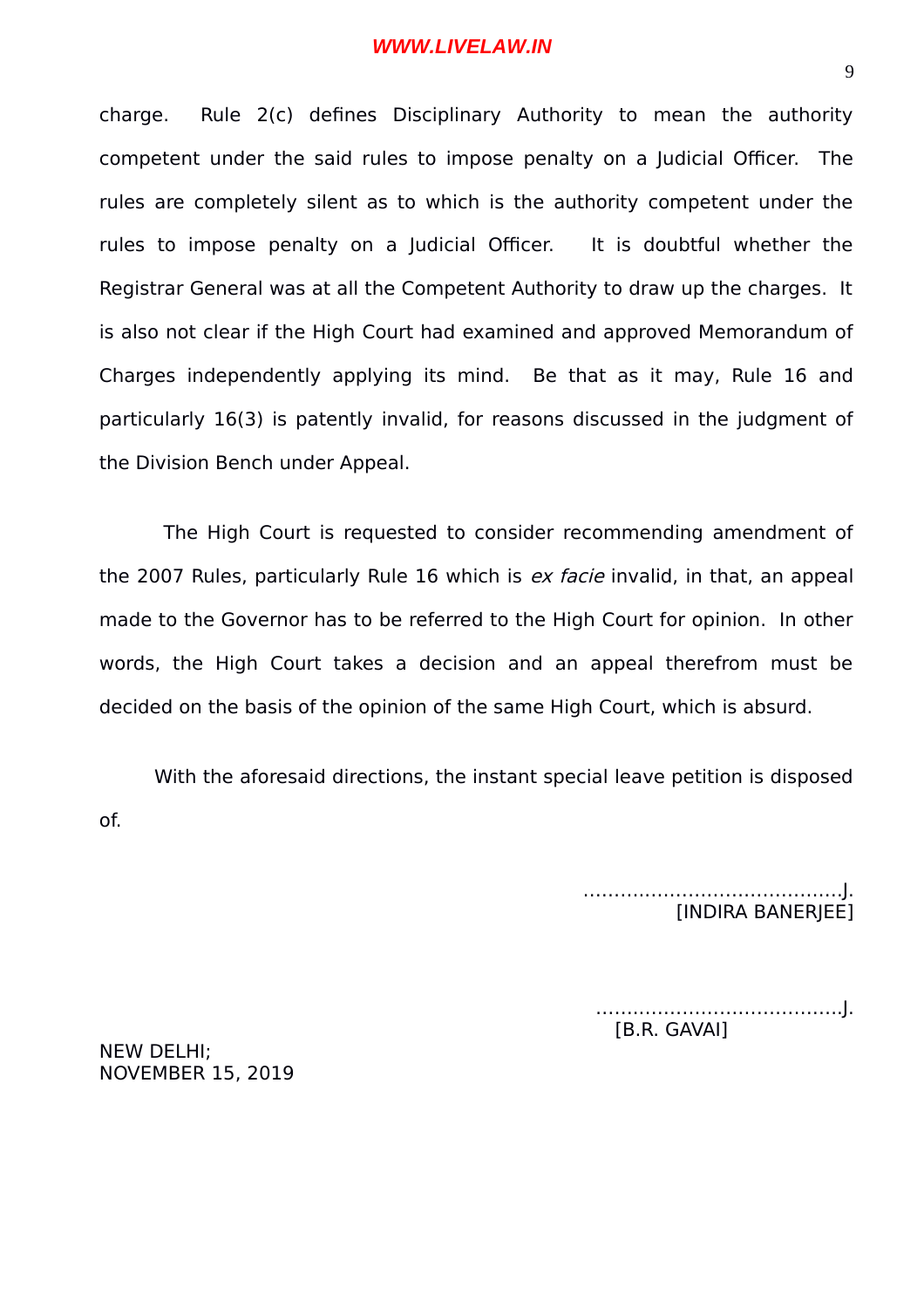charge. Rule 2(c) defines Disciplinary Authority to mean the authority competent under the said rules to impose penalty on a Judicial Officer. The rules are completely silent as to which is the authority competent under the rules to impose penalty on a Judicial Officer. It is doubtful whether the Registrar General was at all the Competent Authority to draw up the charges. It is also not clear if the High Court had examined and approved Memorandum of Charges independently applying its mind. Be that as it may, Rule 16 and particularly 16(3) is patently invalid, for reasons discussed in the judgment of the Division Bench under Appeal.

The High Court is requested to consider recommending amendment of the 2007 Rules, particularly Rule 16 which is *ex facie* invalid, in that, an appeal made to the Governor has to be referred to the High Court for opinion. In other words, the High Court takes a decision and an appeal therefrom must be decided on the basis of the opinion of the same High Court, which is absurd.

With the aforesaid directions, the instant special leave petition is disposed of.

……………………………………J.
[INDIRA BANERJEE]

……………………………………J.
[B.R. GAVAI]

NEW DELHI;
NOVEMBER 15, 2019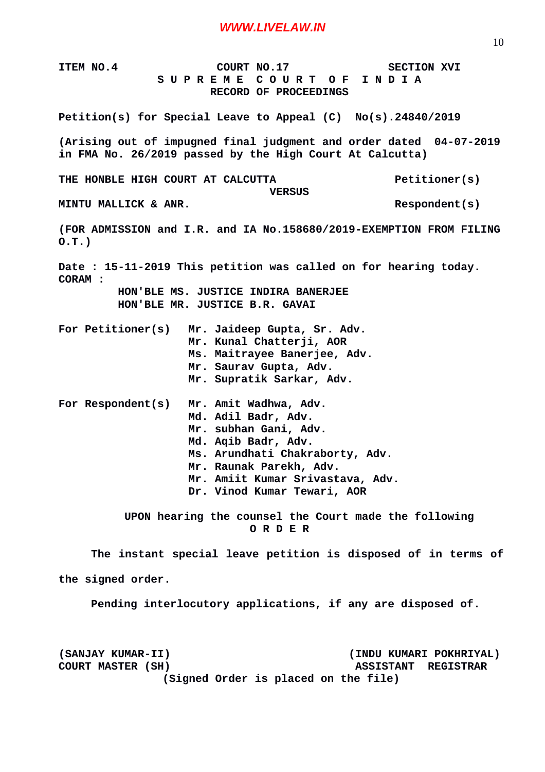ITEM NO.4 COURT NO.17 SECTION XVI

**S U P R E M E C O U R T O F I N D I A**
**RECORD OF PROCEEDINGS**

**Petition(s) for Special Leave to Appeal (C) No(s).24840/2019**

**(Arising out of impugned final judgment and order dated 04-07-2019 in FMA No. 26/2019 passed by the High Court At Calcutta)**

**THE HONBLE HIGH COURT AT CALCUTTA** **Petitioner(s)**

**VERSUS**

**MINTU MALLICK & ANR.** **Respondent(s)**

**(FOR ADMISSION and I.R. and IA No.158680/2019-EXEMPTION FROM FILING O.T.)**

**Date : 15-11-2019 This petition was called on for hearing today.**

**CORAM :**
**HON'BLE MS. JUSTICE INDIRA BANERJEE**
**HON'BLE MR. JUSTICE B.R. GAVAI**

**For Petitioner(s)**
**Mr. Jaideep Gupta, Sr. Adv.**
**Mr. Kunal Chatterji, AOR**
**Ms. Maitrayee Banerjee, Adv.**
**Mr. Saurav Gupta, Adv.**
**Mr. Supratik Sarkar, Adv.**

**For Respondent(s)**
**Mr. Amit Wadhwa, Adv.**
**Md. Adil Badr, Adv.**
**Mr. subhan Gani, Adv.**
**Md. Aqib Badr, Adv.**
**Ms. Arundhati Chakraborty, Adv.**
**Mr. Raunak Parekh, Adv.**
**Mr. Amiit Kumar Srivastava, Adv.**
**Dr. Vinod Kumar Tewari, AOR**

**UPON hearing the counsel the Court made the following**

**O R D E R**

**The instant special leave petition is disposed of in terms of the signed order.**

**Pending interlocutory applications, if any are disposed of.**

**(SANJAY KUMAR-II)** **(INDU KUMARI POKHRIYAL)**
**COURT MASTER (SH)** **ASSISTANT REGISTRAR**

**(Signed Order is placed on the file)**